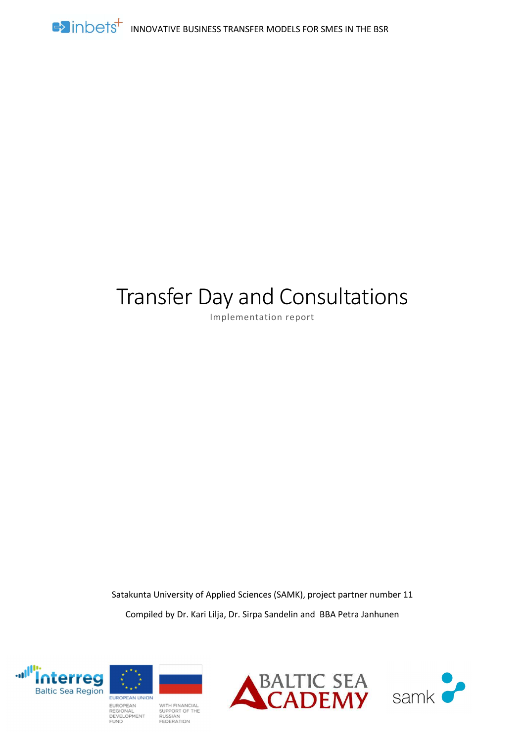# Transfer Day and Consultations

Implementation report

Satakunta University of Applied Sciences (SAMK), project partner number 11

Compiled by Dr. Kari Lilja, Dr. Sirpa Sandelin and BBA Petra Janhunen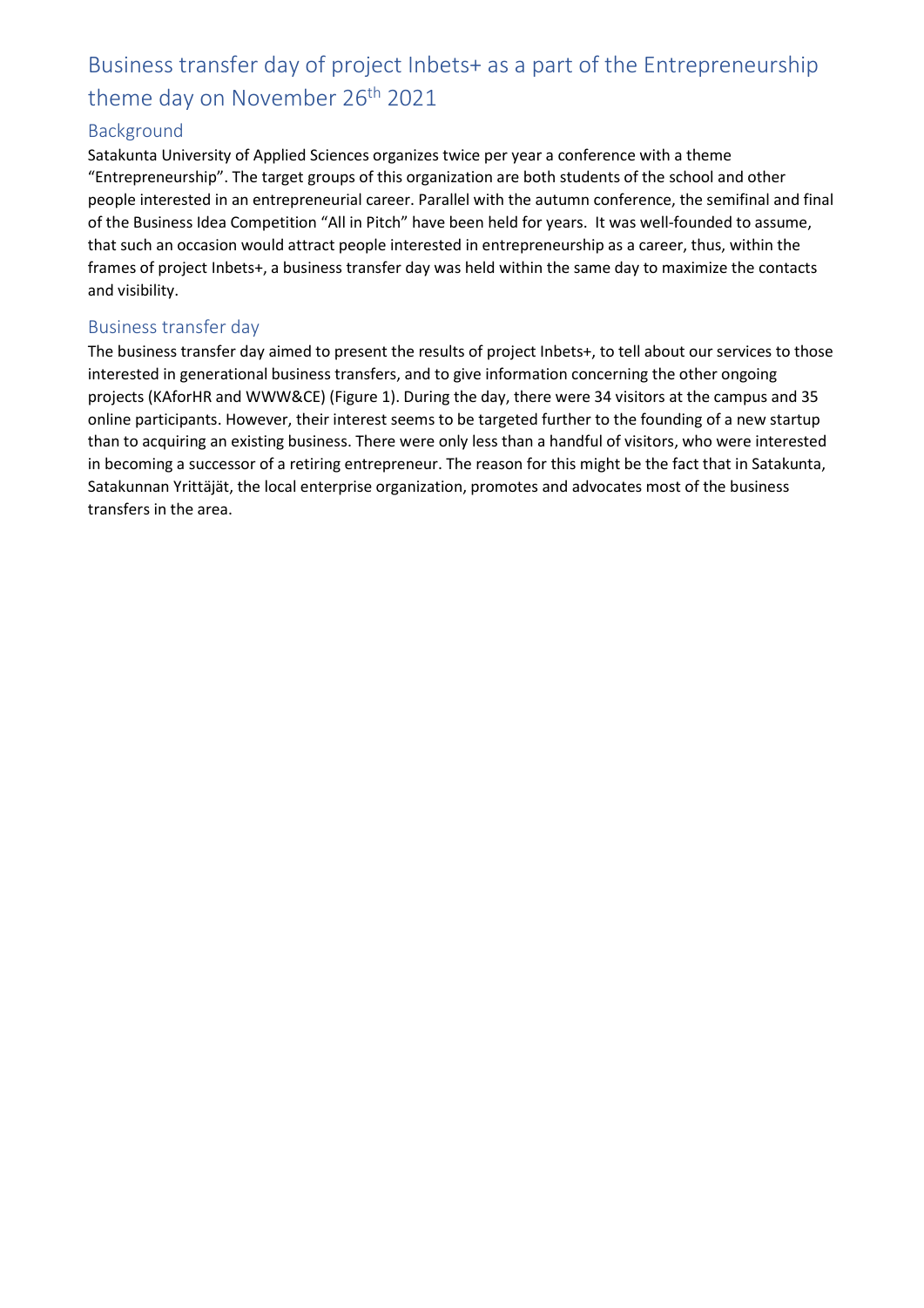# Business transfer day of project Inbets+ as a part of the Entrepreneurship theme day on November 26th 2021

## Background

Satakunta University of Applied Sciences organizes twice per year a conference with a theme "Entrepreneurship". The target groups of this organization are both students of the school and other people interested in an entrepreneurial career. Parallel with the autumn conference, the semifinal and final of the Business Idea Competition "All in Pitch" have been held for years. It was well-founded to assume, that such an occasion would attract people interested in entrepreneurship as a career, thus, within the frames of project Inbets+, a business transfer day was held within the same day to maximize the contacts and visibility.

## Business transfer day

The business transfer day aimed to present the results of project Inbets+, to tell about our services to those interested in generational business transfers, and to give information concerning the other ongoing projects (KAforHR and WWW&CE) (Figure 1). During the day, there were 34 visitors at the campus and 35 online participants. However, their interest seems to be targeted further to the founding of a new startup than to acquiring an existing business. There were only less than a handful of visitors, who were interested in becoming a successor of a retiring entrepreneur. The reason for this might be the fact that in Satakunta, Satakunnan Yrittäjät, the local enterprise organization, promotes and advocates most of the business transfers in the area.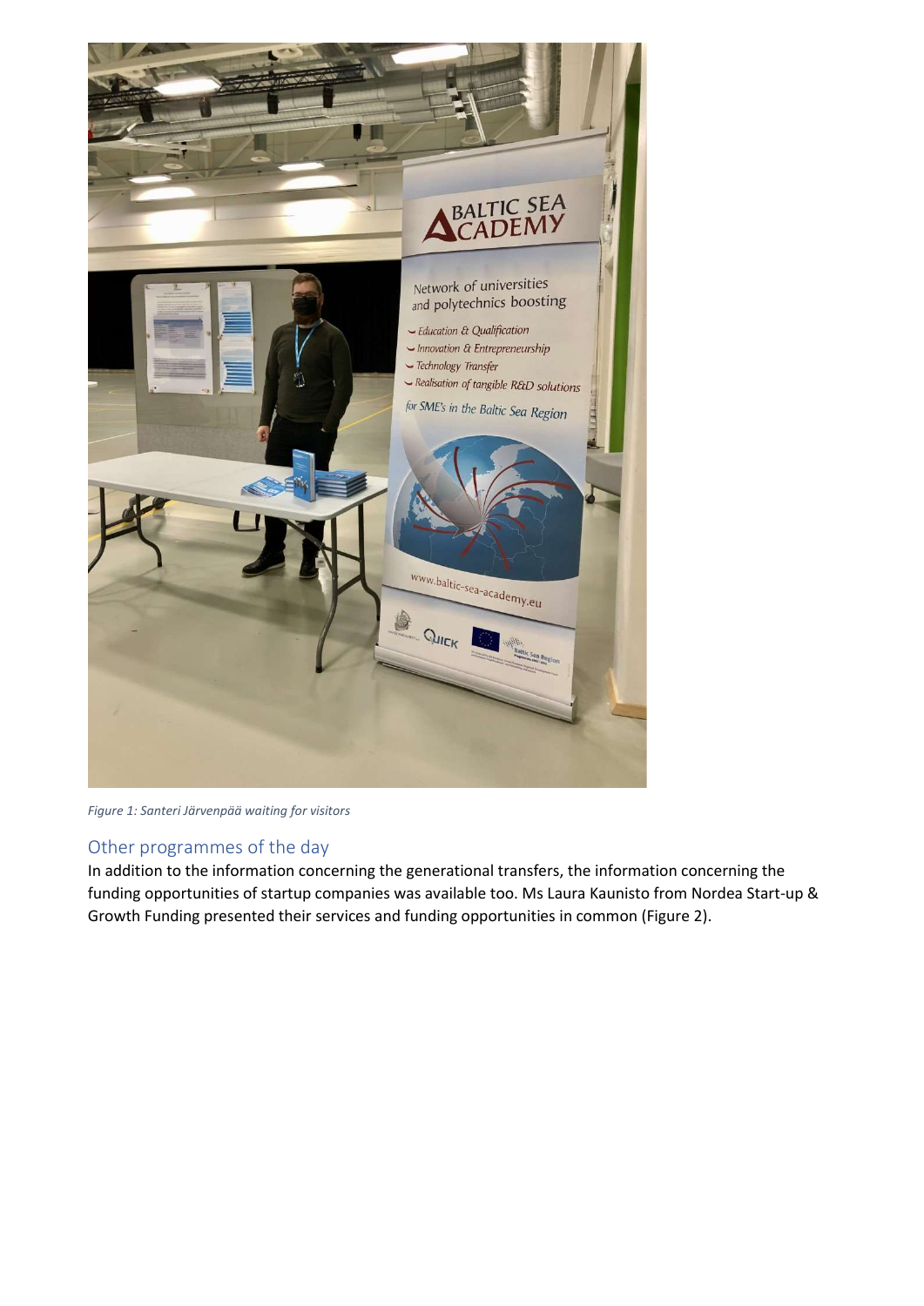*Figure 1: Santeri Järvenpää waiting for visitors*

## Other programmes of the day

In addition to the information concerning the generational transfers, the information concerning the funding opportunities of startup companies was available too. Ms Laura Kaunisto from Nordea Start-up & Growth Funding presented their services and funding opportunities in common (Figure 2).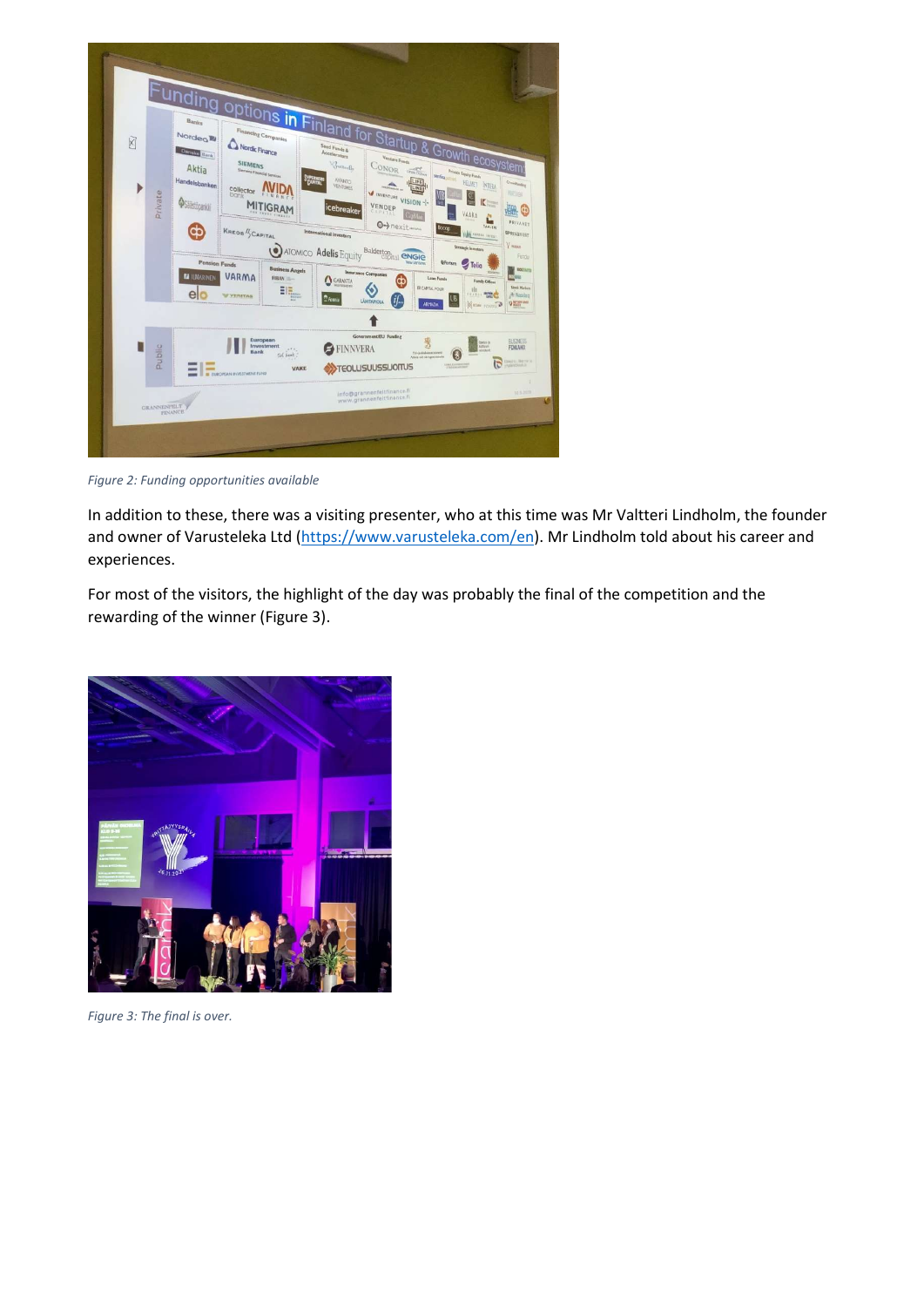*Figure 2: Funding opportunities available*

In addition to these, there was a visiting presenter, who at this time was Mr Valtteri Lindholm, the founder and owner of Varusteleka Ltd (https://www.varusteleka.com/en). Mr Lindholm told about his career and experiences.

For most of the visitors, the highlight of the day was probably the final of the competition and the rewarding of the winner (Figure 3).

*Figure 3: The final is over.*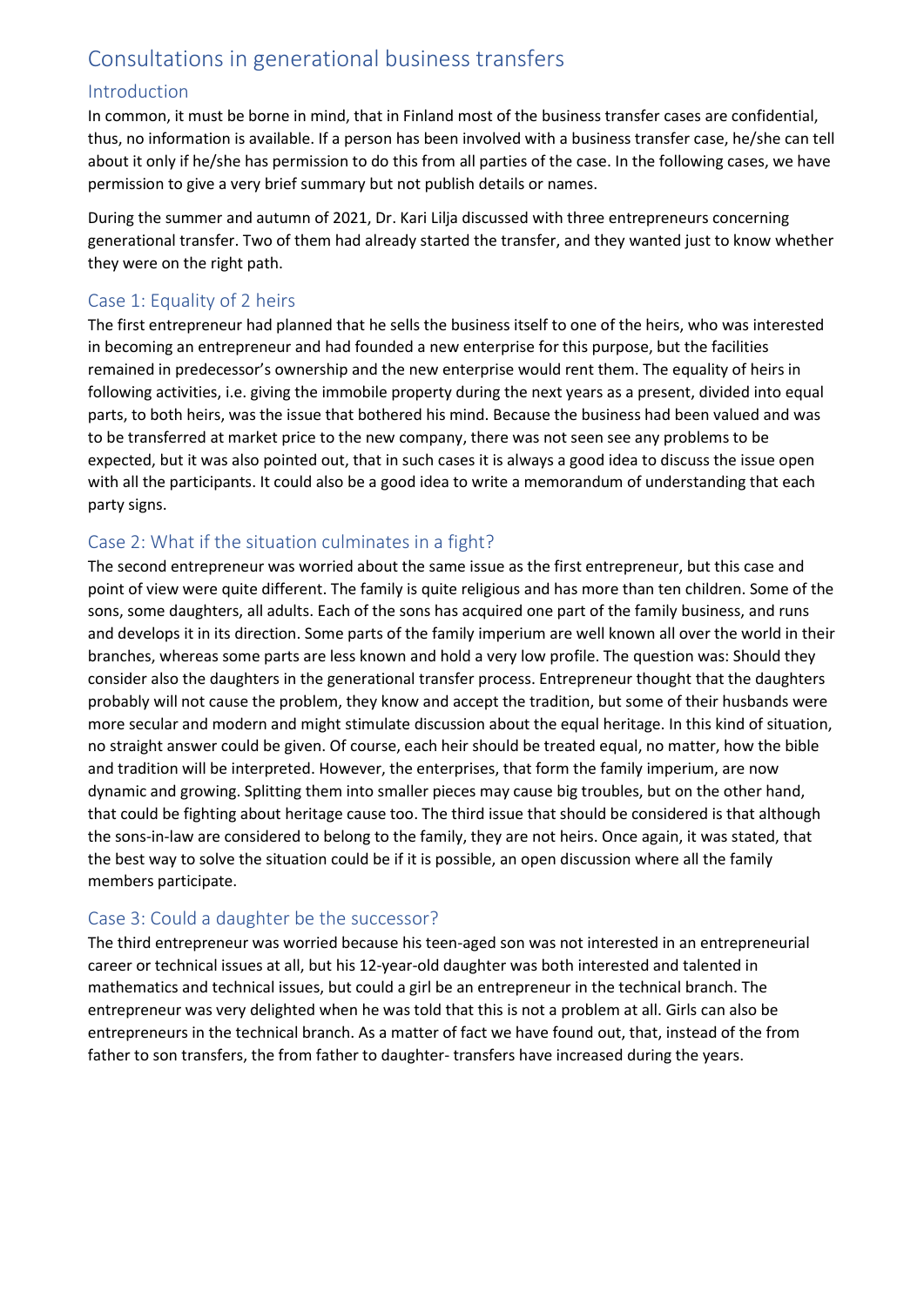# Consultations in generational business transfers

## Introduction

In common, it must be borne in mind, that in Finland most of the business transfer cases are confidential, thus, no information is available. If a person has been involved with a business transfer case, he/she can tell about it only if he/she has permission to do this from all parties of the case. In the following cases, we have permission to give a very brief summary but not publish details or names.

During the summer and autumn of 2021, Dr. Kari Lilja discussed with three entrepreneurs concerning generational transfer. Two of them had already started the transfer, and they wanted just to know whether they were on the right path.

## Case 1: Equality of 2 heirs

The first entrepreneur had planned that he sells the business itself to one of the heirs, who was interested in becoming an entrepreneur and had founded a new enterprise for this purpose, but the facilities remained in predecessor's ownership and the new enterprise would rent them. The equality of heirs in following activities, i.e. giving the immobile property during the next years as a present, divided into equal parts, to both heirs, was the issue that bothered his mind. Because the business had been valued and was to be transferred at market price to the new company, there was not seen see any problems to be expected, but it was also pointed out, that in such cases it is always a good idea to discuss the issue open with all the participants. It could also be a good idea to write a memorandum of understanding that each party signs.

## Case 2: What if the situation culminates in a fight?

The second entrepreneur was worried about the same issue as the first entrepreneur, but this case and point of view were quite different. The family is quite religious and has more than ten children. Some of the sons, some daughters, all adults. Each of the sons has acquired one part of the family business, and runs and develops it in its direction. Some parts of the family imperium are well known all over the world in their branches, whereas some parts are less known and hold a very low profile. The question was: Should they consider also the daughters in the generational transfer process. Entrepreneur thought that the daughters probably will not cause the problem, they know and accept the tradition, but some of their husbands were more secular and modern and might stimulate discussion about the equal heritage. In this kind of situation, no straight answer could be given. Of course, each heir should be treated equal, no matter, how the bible and tradition will be interpreted. However, the enterprises, that form the family imperium, are now dynamic and growing. Splitting them into smaller pieces may cause big troubles, but on the other hand, that could be fighting about heritage cause too. The third issue that should be considered is that although the sons-in-law are considered to belong to the family, they are not heirs. Once again, it was stated, that the best way to solve the situation could be if it is possible, an open discussion where all the family members participate.

## Case 3: Could a daughter be the successor?

The third entrepreneur was worried because his teen-aged son was not interested in an entrepreneurial career or technical issues at all, but his 12-year-old daughter was both interested and talented in mathematics and technical issues, but could a girl be an entrepreneur in the technical branch. The entrepreneur was very delighted when he was told that this is not a problem at all. Girls can also be entrepreneurs in the technical branch. As a matter of fact we have found out, that, instead of the from father to son transfers, the from father to daughter- transfers have increased during the years.